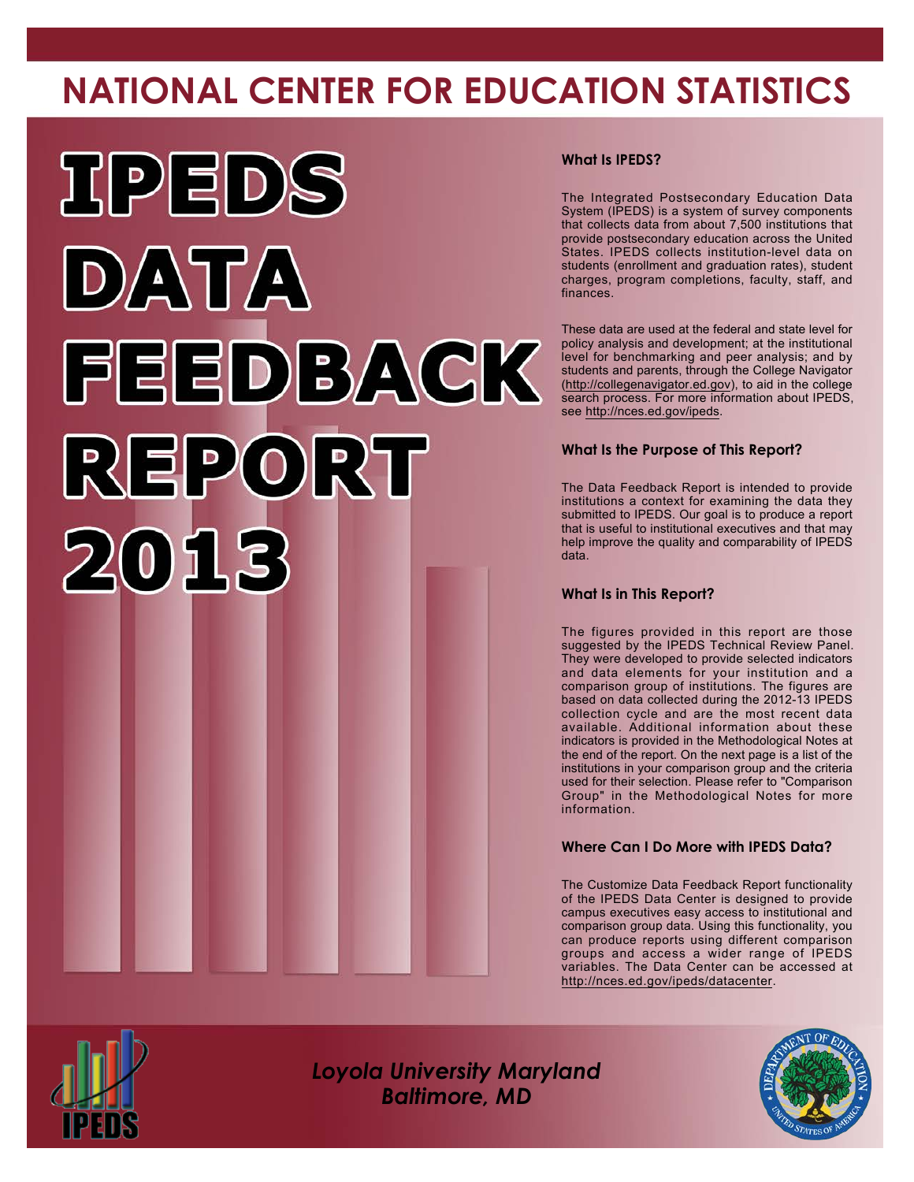# NATIONAL CENTER FOR EDUCATION STATISTICS

# IPEDS DATA FEEDBACK REPORT 2013

### What Is IPEDS?

The Integrated Postsecondary Education Data System (IPEDS) is a system of survey components that collects data from about 7,500 institutions that provide postsecondary education across the United States. IPEDS collects institution-level data on students (enrollment and graduation rates), student charges, program completions, faculty, staff, and finances.

These data are used at the federal and state level for policy analysis and development; at the institutional level for benchmarking and peer analysis; and by students and parents, through the College Navigator (http://collegenavigator.ed.gov), to aid in the college search process. For more information about IPEDS, see http://nces.ed.gov/ipeds.

### What Is the Purpose of This Report?

The Data Feedback Report is intended to provide institutions a context for examining the data they submitted to IPEDS. Our goal is to produce a report that is useful to institutional executives and that may help improve the quality and comparability of IPEDS data.

### What Is in This Report?

The figures provided in this report are those suggested by the IPEDS Technical Review Panel. They were developed to provide selected indicators and data elements for your institution and a comparison group of institutions. The figures are based on data collected during the 2012-13 IPEDS collection cycle and are the most recent data available. Additional information about these indicators is provided in the Methodological Notes at the end of the report. On the next page is a list of the institutions in your comparison group and the criteria used for their selection. Please refer to "Comparison Group" in the Methodological Notes for more information.

### Where Can I Do More with IPEDS Data?

The Customize Data Feedback Report functionality of the IPEDS Data Center is designed to provide campus executives easy access to institutional and comparison group data. Using this functionality, you can produce reports using different comparison groups and access a wider range of IPEDS variables. The Data Center can be accessed at http://nces.ed.gov/ipeds/datacenter.

*Loyola University Maryland*
*Baltimore, MD*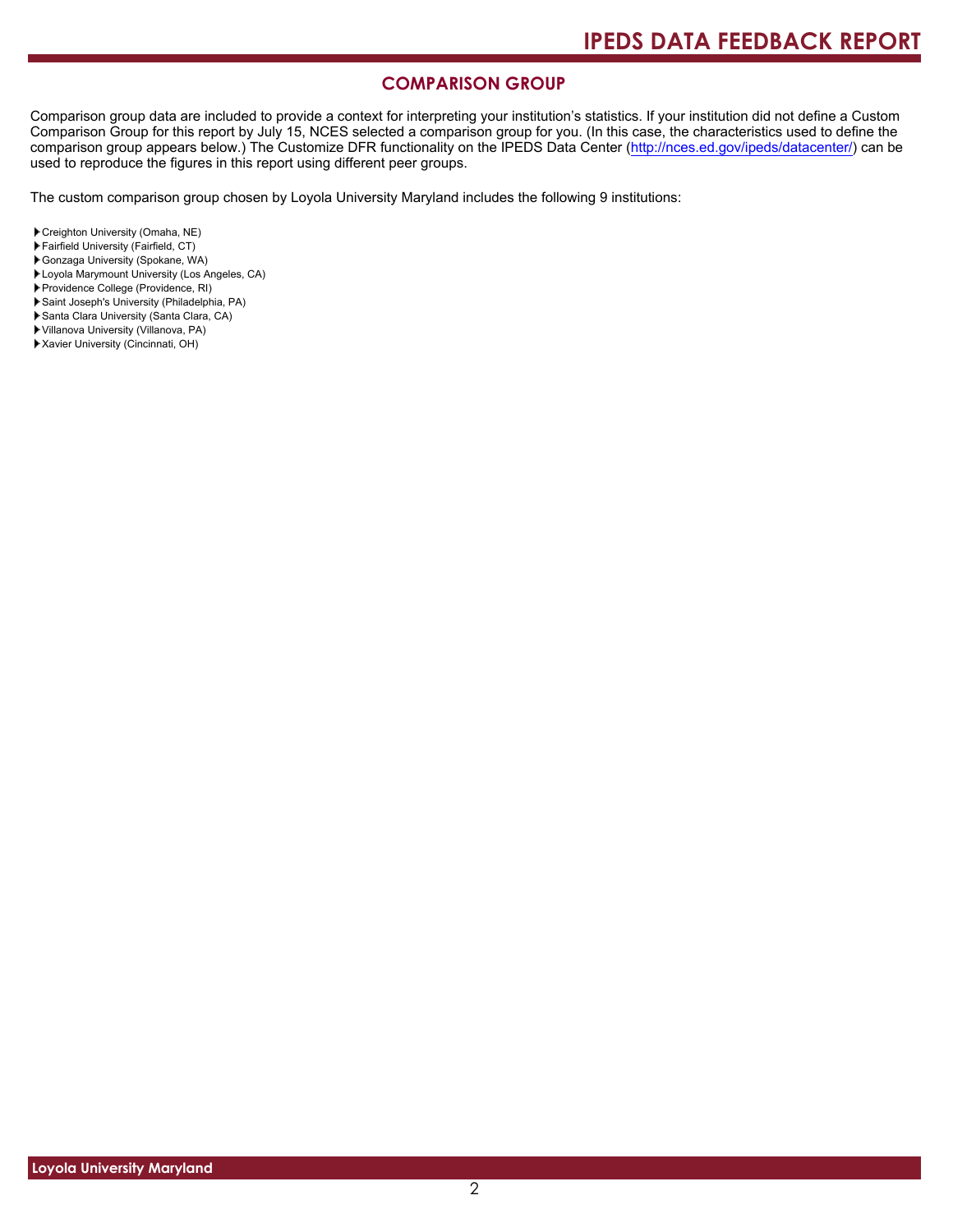## COMPARISON GROUP

Comparison group data are included to provide a context for interpreting your institution's statistics. If your institution did not define a Custom Comparison Group for this report by July 15, NCES selected a comparison group for you. (In this case, the characteristics used to define the comparison group appears below.) The Customize DFR functionality on the IPEDS Data Center (http://nces.ed.gov/ipeds/datacenter/) can be used to reproduce the figures in this report using different peer groups.

The custom comparison group chosen by Loyola University Maryland includes the following 9 institutions:

- Creighton University (Omaha, NE)
- Fairfield University (Fairfield, CT)
- Gonzaga University (Spokane, WA)
- Loyola Marymount University (Los Angeles, CA)
- Providence College (Providence, RI)
- Saint Joseph's University (Philadelphia, PA)
- Santa Clara University (Santa Clara, CA)
- Villanova University (Villanova, PA)
- Xavier University (Cincinnati, OH)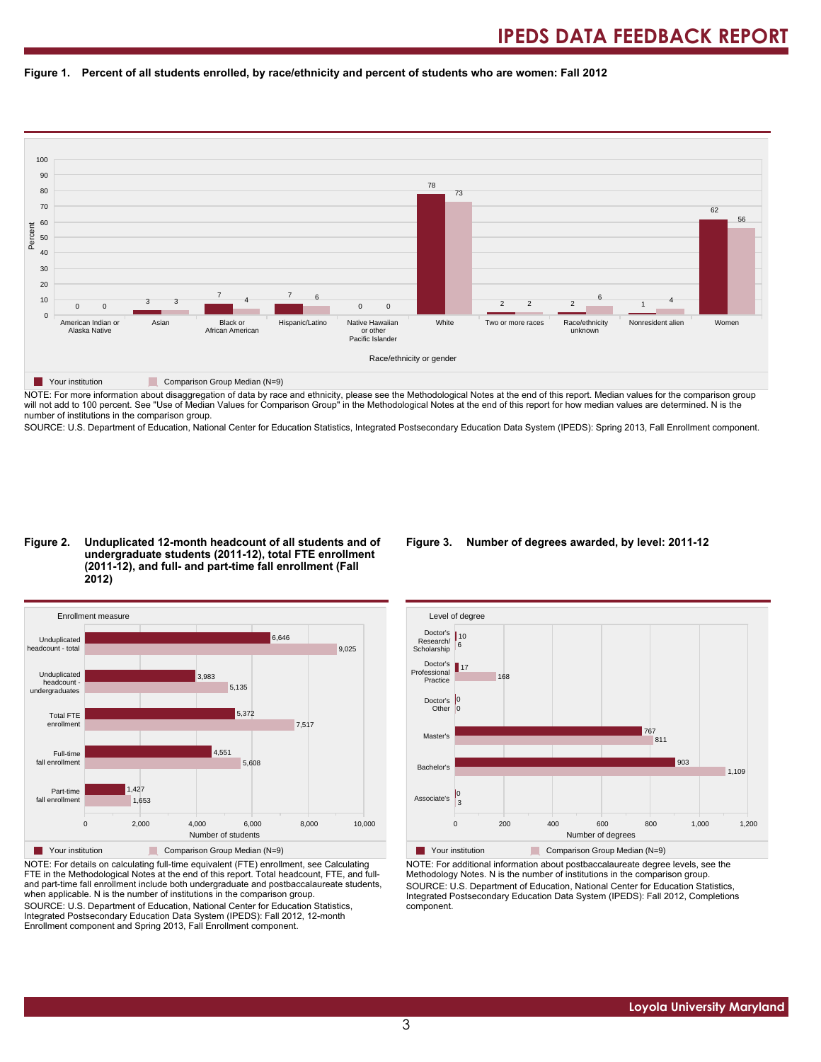# IPEDS DATA FEEDBACK REPORT

**Figure 1. Percent of all students enrolled, by race/ethnicity and percent of students who are women: Fall 2012**

| Race/ethnicity or gender | Your institution | Comparison Group Median (N=9) |
|---|---|---|
| American Indian or Alaska Native | 0 | 0 |
| Asian | 3 | 3 |
| Black or African American | 7 | 4 |
| Hispanic/Latino | 7 | 6 |
| Native Hawaiian or other Pacific Islander | 0 | 0 |
| White | 78 | 73 |
| Two or more races | 2 | 2 |
| Race/ethnicity unknown | 2 | 6 |
| Nonresident alien | 1 | 4 |
| Women | 62 | 56 |

NOTE: For more information about disaggregation of data by race and ethnicity, please see the Methodological Notes at the end of this report. Median values for the comparison group will not add to 100 percent. See "Use of Median Values for Comparison Group" in the Methodological Notes at the end of this report for how median values are determined. N is the number of institutions in the comparison group.

SOURCE: U.S. Department of Education, National Center for Education Statistics, Integrated Postsecondary Education Data System (IPEDS): Spring 2013, Fall Enrollment component.

**Figure 2. Unduplicated 12-month headcount of all students and of undergraduate students (2011-12), total FTE enrollment (2011-12), and full- and part-time fall enrollment (Fall 2012)**

| Enrollment measure | Your institution | Comparison Group Median (N=9) |
|---|---|---|
| Unduplicated headcount - total | 6,646 | 9,025 |
| Unduplicated headcount - undergraduates | 3,983 | 5,135 |
| Total FTE enrollment | 5,372 | 7,517 |
| Full-time fall enrollment | 4,551 | 5,608 |
| Part-time fall enrollment | 1,427 | 1,653 |

NOTE: For details on calculating full-time equivalent (FTE) enrollment, see Calculating FTE in the Methodological Notes at the end of this report. Total headcount, FTE, and full- and part-time fall enrollment include both undergraduate and postbaccalaureate students, when applicable. N is the number of institutions in the comparison group.

SOURCE: U.S. Department of Education, National Center for Education Statistics, Integrated Postsecondary Education Data System (IPEDS): Fall 2012, 12-month Enrollment component and Spring 2013, Fall Enrollment component.

**Figure 3. Number of degrees awarded, by level: 2011-12**

| Level of degree | Your institution | Comparison Group Median (N=9) |
|---|---|---|
| Doctor's Research/ Scholarship | 10 | 6 |
| Doctor's Professional Practice | 17 | 168 |
| Doctor's Other | 0 | 0 |
| Master's | 767 | 811 |
| Bachelor's | 903 | 1,109 |
| Associate's | 0 | 3 |

NOTE: For additional information about postbaccalaureate degree levels, see the Methodology Notes. N is the number of institutions in the comparison group.

SOURCE: U.S. Department of Education, National Center for Education Statistics, Integrated Postsecondary Education Data System (IPEDS): Fall 2012, Completions component.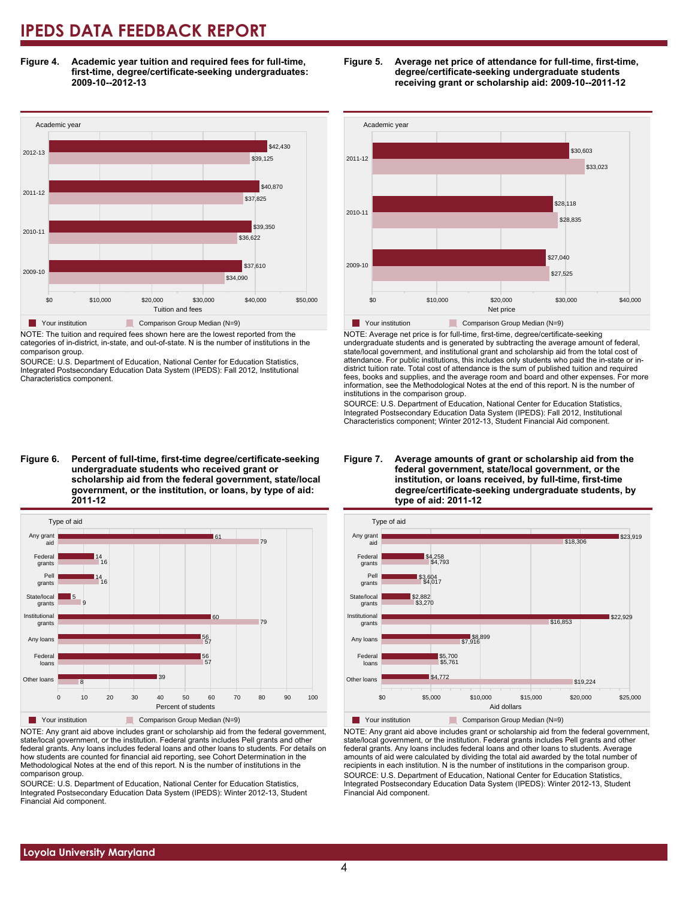**Figure 4. Academic year tuition and required fees for full-time, first-time, degree/certificate-seeking undergraduates: 2009-10--2012-13**

| Academic year | Your institution | Comparison Group Median (N=9) |
|---|---|---|
| 2012-13 | $42,430 | $39,125 |
| 2011-12 | $40,870 | $37,825 |
| 2010-11 | $39,350 | $36,622 |
| 2009-10 | $37,610 | $34,090 |

NOTE: The tuition and required fees shown here are the lowest reported from the categories of in-district, in-state, and out-of-state. N is the number of institutions in the comparison group.

SOURCE: U.S. Department of Education, National Center for Education Statistics, Integrated Postsecondary Education Data System (IPEDS): Fall 2012, Institutional Characteristics component.

**Figure 5. Average net price of attendance for full-time, first-time, degree/certificate-seeking undergraduate students receiving grant or scholarship aid: 2009-10--2011-12**

| Academic year | Your institution | Comparison Group Median (N=9) |
|---|---|---|
| 2011-12 | $30,603 | $33,023 |
| 2010-11 | $28,118 | $28,835 |
| 2009-10 | $27,040 | $27,525 |

NOTE: Average net price is for full-time, first-time, degree/certificate-seeking undergraduate students and is generated by subtracting the average amount of federal, state/local government, and institutional grant and scholarship aid from the total cost of attendance. For public institutions, this includes only students who paid the in-state or in-district tuition rate. Total cost of attendance is the sum of published tuition and required fees, books and supplies, and the average room and board and other expenses. For more information, see the Methodological Notes at the end of this report. N is the number of institutions in the comparison group.

SOURCE: U.S. Department of Education, National Center for Education Statistics, Integrated Postsecondary Education Data System (IPEDS): Fall 2012, Institutional Characteristics component; Winter 2012-13, Student Financial Aid component.

**Figure 6. Percent of full-time, first-time degree/certificate-seeking undergraduate students who received grant or scholarship aid from the federal government, state/local government, or the institution, or loans, by type of aid: 2011-12**

| Type of aid | Your institution | Comparison Group Median (N=9) |
|---|---|---|
| Any grant aid | 61 | 79 |
| Federal grants | 14 | 16 |
| Pell grants | 14 | 16 |
| State/local grants | 5 | 9 |
| Institutional grants | 60 | 79 |
| Any loans | 56 | 57 |
| Federal loans | 56 | 57 |
| Other loans | 39 | 8 |

NOTE: Any grant aid above includes grant or scholarship aid from the federal government, state/local government, or the institution. Federal grants includes Pell grants and other federal grants. Any loans includes federal loans and other loans to students. For details on how students are counted for financial aid reporting, see Cohort Determination in the Methodological Notes at the end of this report. N is the number of institutions in the comparison group.

SOURCE: U.S. Department of Education, National Center for Education Statistics, Integrated Postsecondary Education Data System (IPEDS): Winter 2012-13, Student Financial Aid component.

**Figure 7. Average amounts of grant or scholarship aid from the federal government, state/local government, or the institution, or loans received, by full-time, first-time degree/certificate-seeking undergraduate students, by type of aid: 2011-12**

| Type of aid | Your institution | Comparison Group Median (N=9) |
|---|---|---|
| Any grant aid | $23,919 | $18,306 |
| Federal grants | $4,258 | $4,793 |
| Pell grants | $3,604 | $4,017 |
| State/local grants | $2,882 | $3,270 |
| Institutional grants | $22,929 | $16,853 |
| Any loans | $8,899 | $7,916 |
| Federal loans | $5,700 | $5,761 |
| Other loans | $4,772 | $19,224 |

NOTE: Any grant aid above includes grant or scholarship aid from the federal government, state/local government, or the institution. Federal grants includes Pell grants and other federal grants. Any loans includes federal loans and other loans to students. Average amounts of aid were calculated by dividing the total aid awarded by the total number of recipients in each institution. N is the number of institutions in the comparison group.

SOURCE: U.S. Department of Education, National Center for Education Statistics, Integrated Postsecondary Education Data System (IPEDS): Winter 2012-13, Student Financial Aid component.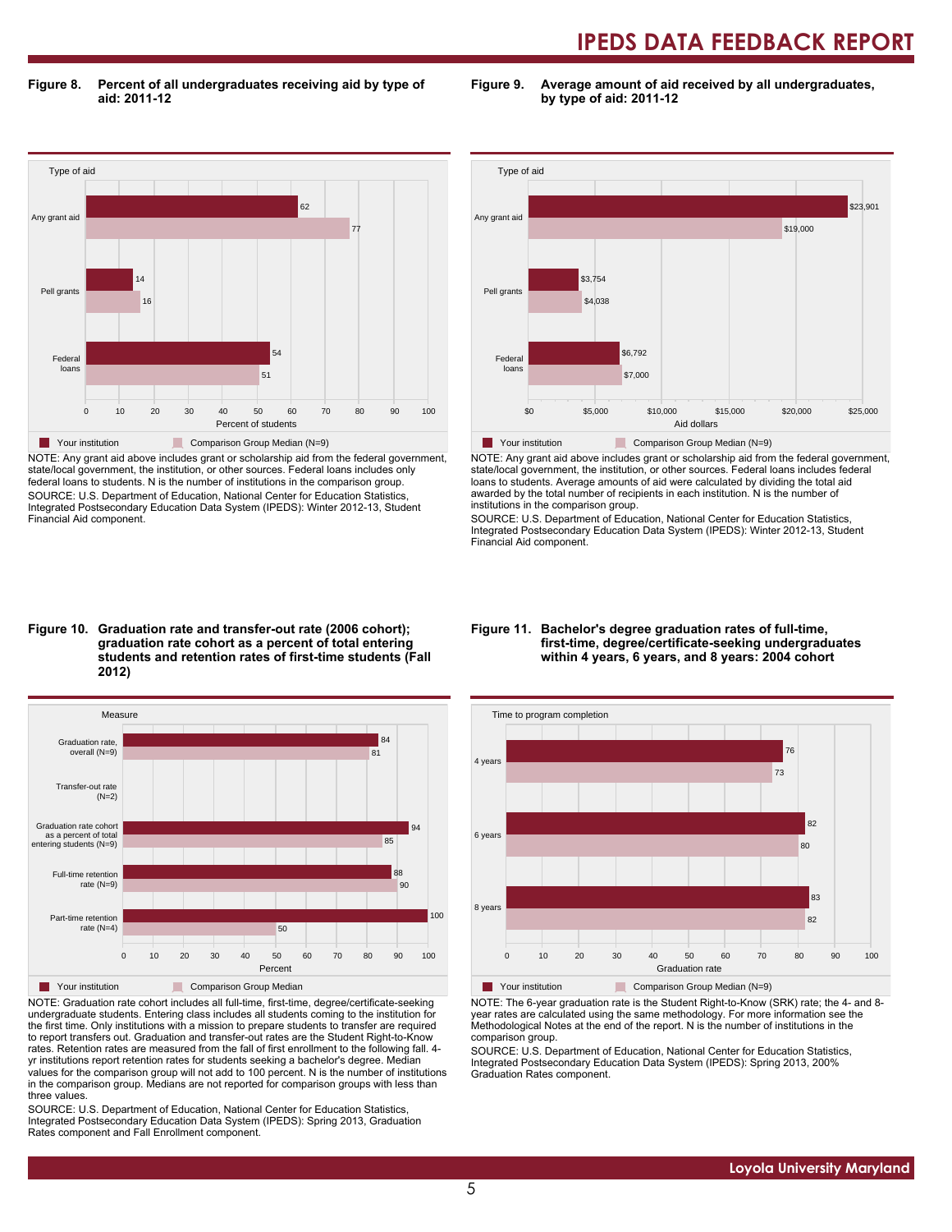**Figure 8. Percent of all undergraduates receiving aid by type of aid: 2011-12**

| Type of aid | Your institution | Comparison Group Median (N=9) |
|---|---|---|
| Any grant aid | 62 | 77 |
| Pell grants | 14 | 16 |
| Federal loans | 54 | 51 |

Percent of students

NOTE: Any grant aid above includes grant or scholarship aid from the federal government, state/local government, the institution, or other sources. Federal loans includes only federal loans to students. N is the number of institutions in the comparison group.
SOURCE: U.S. Department of Education, National Center for Education Statistics, Integrated Postsecondary Education Data System (IPEDS): Winter 2012-13, Student Financial Aid component.

**Figure 9. Average amount of aid received by all undergraduates, by type of aid: 2011-12**

| Type of aid | Your institution | Comparison Group Median (N=9) |
|---|---|---|
| Any grant aid | $23,901 | $19,000 |
| Pell grants | $3,754 | $4,038 |
| Federal loans | $6,792 | $7,000 |

Aid dollars

NOTE: Any grant aid above includes grant or scholarship aid from the federal government, state/local government, the institution, or other sources. Federal loans includes federal loans to students. Average amounts of aid were calculated by dividing the total aid awarded by the total number of recipients in each institution. N is the number of institutions in the comparison group.
SOURCE: U.S. Department of Education, National Center for Education Statistics, Integrated Postsecondary Education Data System (IPEDS): Winter 2012-13, Student Financial Aid component.

**Figure 10. Graduation rate and transfer-out rate (2006 cohort); graduation rate cohort as a percent of total entering students and retention rates of first-time students (Fall 2012)**

| Measure | Your institution | Comparison Group Median |
|---|---|---|
| Graduation rate, overall (N=9) | 84 | 81 |
| Transfer-out rate (N=2) | | |
| Graduation rate cohort as a percent of total entering students (N=9) | 94 | 85 |
| Full-time retention rate (N=9) | 88 | 90 |
| Part-time retention rate (N=4) | 100 | 50 |

Percent

NOTE: Graduation rate cohort includes all full-time, first-time, degree/certificate-seeking undergraduate students. Entering class includes all students coming to the institution for the first time. Only institutions with a mission to prepare students to transfer are required to report transfers out. Graduation and transfer-out rates are the Student Right-to-Know rates. Retention rates are measured from the fall of first enrollment to the following fall. 4-yr institutions report retention rates for students seeking a bachelor's degree. Median values for the comparison group will not add to 100 percent. N is the number of institutions in the comparison group. Medians are not reported for comparison groups with less than three values.
SOURCE: U.S. Department of Education, National Center for Education Statistics, Integrated Postsecondary Education Data System (IPEDS): Spring 2013, Graduation Rates component and Fall Enrollment component.

**Figure 11. Bachelor's degree graduation rates of full-time, first-time, degree/certificate-seeking undergraduates within 4 years, 6 years, and 8 years: 2004 cohort**

| Time to program completion | Your institution | Comparison Group Median (N=9) |
|---|---|---|
| 4 years | 76 | 73 |
| 6 years | 82 | 80 |
| 8 years | 83 | 82 |

Graduation rate

NOTE: The 6-year graduation rate is the Student Right-to-Know (SRK) rate; the 4- and 8-year rates are calculated using the same methodology. For more information see the Methodological Notes at the end of the report. N is the number of institutions in the comparison group.
SOURCE: U.S. Department of Education, National Center for Education Statistics, Integrated Postsecondary Education Data System (IPEDS): Spring 2013, 200% Graduation Rates component.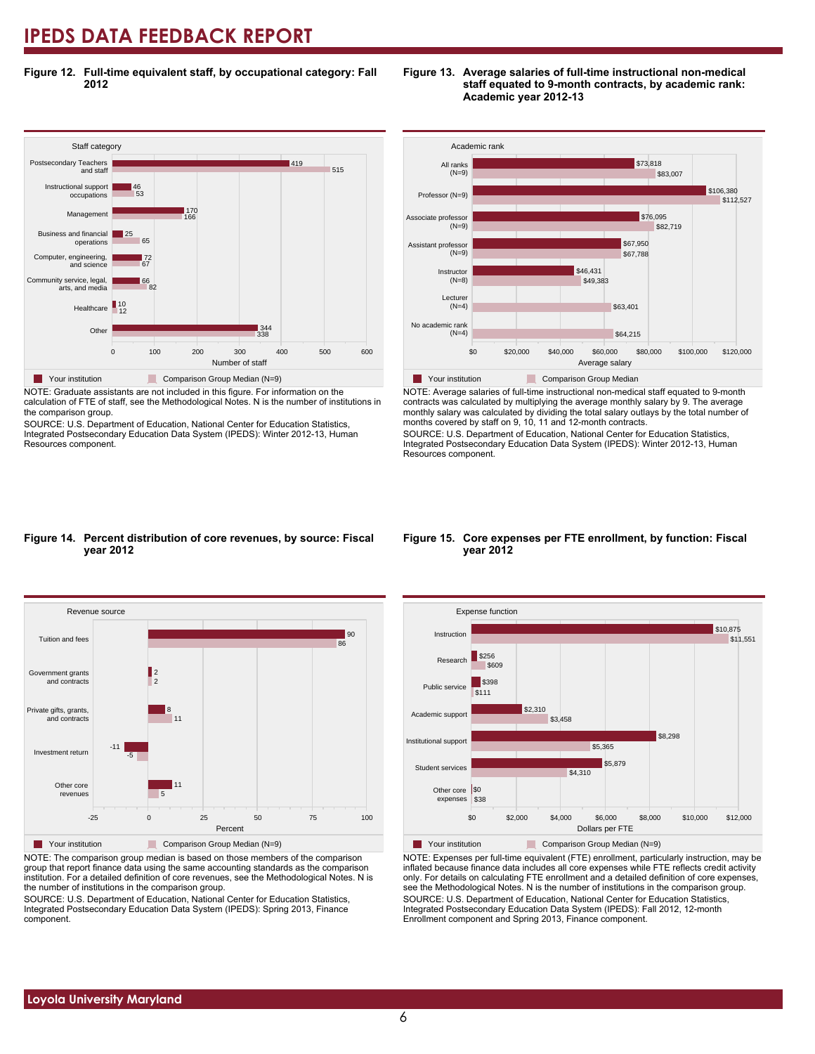# IPEDS DATA FEEDBACK REPORT

**Figure 12. Full-time equivalent staff, by occupational category: Fall 2012**

| Staff category | Your institution | Comparison Group Median (N=9) |
|---|---|---|
| Postsecondary Teachers and staff | 419 | 515 |
| Instructional support occupations | 46 | 53 |
| Management | 170 | 166 |
| Business and financial operations | 25 | 65 |
| Computer, engineering, and science | 72 | 67 |
| Community service, legal, arts, and media | 66 | 82 |
| Healthcare | 10 | 12 |
| Other | 344 | 338 |

NOTE: Graduate assistants are not included in this figure. For information on the calculation of FTE of staff, see the Methodological Notes. N is the number of institutions in the comparison group.

SOURCE: U.S. Department of Education, National Center for Education Statistics, Integrated Postsecondary Education Data System (IPEDS): Winter 2012-13, Human Resources component.

**Figure 13. Average salaries of full-time instructional non-medical staff equated to 9-month contracts, by academic rank: Academic year 2012-13**

| Academic rank | Your institution | Comparison Group Median |
|---|---|---|
| All ranks (N=9) | $73,818 | $83,007 |
| Professor (N=9) | $106,380 | $112,527 |
| Associate professor (N=9) | $76,095 | $82,719 |
| Assistant professor (N=9) | $67,950 | $67,788 |
| Instructor (N=8) | $46,431 | $49,383 |
| Lecturer (N=4) | | $63,401 |
| No academic rank (N=4) | | $64,215 |

NOTE: Average salaries of full-time instructional non-medical staff equated to 9-month contracts was calculated by multiplying the average monthly salary by 9. The average monthly salary was calculated by dividing the total salary outlays by the total number of months covered by staff on 9, 10, 11 and 12-month contracts.

SOURCE: U.S. Department of Education, National Center for Education Statistics, Integrated Postsecondary Education Data System (IPEDS): Winter 2012-13, Human Resources component.

**Figure 14. Percent distribution of core revenues, by source: Fiscal year 2012**

| Revenue source | Your institution | Comparison Group Median (N=9) |
|---|---|---|
| Tuition and fees | 90 | 86 |
| Government grants and contracts | 2 | 2 |
| Private gifts, grants, and contracts | 8 | 11 |
| Investment return | -11 | -5 |
| Other core revenues | 11 | 5 |

NOTE: The comparison group median is based on those members of the comparison group that report finance data using the same accounting standards as the comparison institution. For a detailed definition of core revenues, see the Methodological Notes. N is the number of institutions in the comparison group.

SOURCE: U.S. Department of Education, National Center for Education Statistics, Integrated Postsecondary Education Data System (IPEDS): Spring 2013, Finance component.

**Figure 15. Core expenses per FTE enrollment, by function: Fiscal year 2012**

| Expense function | Your institution | Comparison Group Median (N=9) |
|---|---|---|
| Instruction | $10,875 | $11,551 |
| Research | $256 | $609 |
| Public service | $398 | $111 |
| Academic support | $2,310 | $3,458 |
| Institutional support | $8,298 | $5,365 |
| Student services | $5,879 | $4,310 |
| Other core expenses | $0 | $38 |

NOTE: Expenses per full-time equivalent (FTE) enrollment, particularly instruction, may be inflated because finance data includes all core expenses while FTE reflects credit activity only. For details on calculating FTE enrollment and a detailed definition of core expenses, see the Methodological Notes. N is the number of institutions in the comparison group.

SOURCE: U.S. Department of Education, National Center for Education Statistics, Integrated Postsecondary Education Data System (IPEDS): Fall 2012, 12-month Enrollment component and Spring 2013, Finance component.

Loyola University Maryland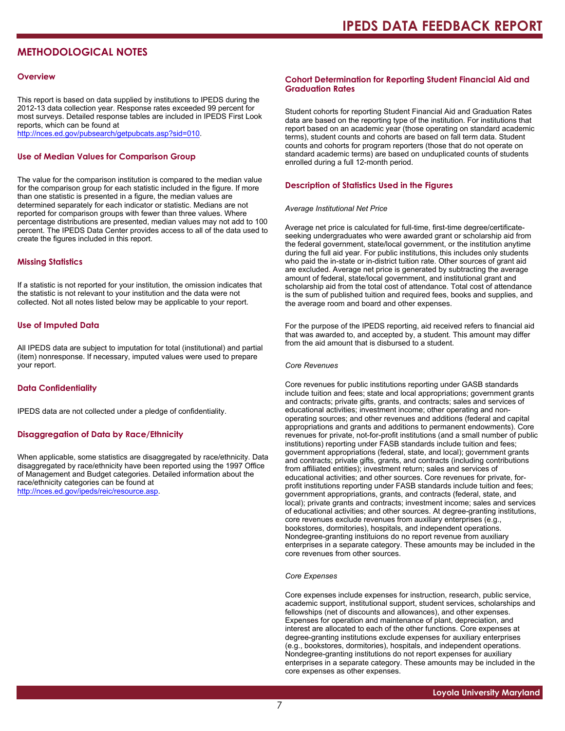## METHODOLOGICAL NOTES

### Overview

This report is based on data supplied by institutions to IPEDS during the 2012-13 data collection year. Response rates exceeded 99 percent for most surveys. Detailed response tables are included in IPEDS First Look reports, which can be found at http://nces.ed.gov/pubsearch/getpubcats.asp?sid=010.

### Use of Median Values for Comparison Group

The value for the comparison institution is compared to the median value for the comparison group for each statistic included in the figure. If more than one statistic is presented in a figure, the median values are determined separately for each indicator or statistic. Medians are not reported for comparison groups with fewer than three values. Where percentage distributions are presented, median values may not add to 100 percent. The IPEDS Data Center provides access to all of the data used to create the figures included in this report.

### Missing Statistics

If a statistic is not reported for your institution, the omission indicates that the statistic is not relevant to your institution and the data were not collected. Not all notes listed below may be applicable to your report.

### Use of Imputed Data

All IPEDS data are subject to imputation for total (institutional) and partial (item) nonresponse. If necessary, imputed values were used to prepare your report.

### Data Confidentiality

IPEDS data are not collected under a pledge of confidentiality.

### Disaggregation of Data by Race/Ethnicity

When applicable, some statistics are disaggregated by race/ethnicity. Data disaggregated by race/ethnicity have been reported using the 1997 Office of Management and Budget categories. Detailed information about the race/ethnicity categories can be found at http://nces.ed.gov/ipeds/reic/resource.asp.

### Cohort Determination for Reporting Student Financial Aid and Graduation Rates

Student cohorts for reporting Student Financial Aid and Graduation Rates data are based on the reporting type of the institution. For institutions that report based on an academic year (those operating on standard academic terms), student counts and cohorts are based on fall term data. Student counts and cohorts for program reporters (those that do not operate on standard academic terms) are based on unduplicated counts of students enrolled during a full 12-month period.

### Description of Statistics Used in the Figures

*Average Institutional Net Price*

Average net price is calculated for full-time, first-time degree/certificate-seeking undergraduates who were awarded grant or scholarship aid from the federal government, state/local government, or the institution anytime during the full aid year. For public institutions, this includes only students who paid the in-state or in-district tuition rate. Other sources of grant aid are excluded. Average net price is generated by subtracting the average amount of federal, state/local government, and institutional grant and scholarship aid from the total cost of attendance. Total cost of attendance is the sum of published tuition and required fees, books and supplies, and the average room and board and other expenses.

For the purpose of the IPEDS reporting, aid received refers to financial aid that was awarded to, and accepted by, a student. This amount may differ from the aid amount that is disbursed to a student.

*Core Revenues*

Core revenues for public institutions reporting under GASB standards include tuition and fees; state and local appropriations; government grants and contracts; private gifts, grants, and contracts; sales and services of educational activities; investment income; other operating and non-operating sources; and other revenues and additions (federal and capital appropriations and grants and additions to permanent endowments). Core revenues for private, not-for-profit institutions (and a small number of public institutions) reporting under FASB standards include tuition and fees; government appropriations (federal, state, and local); government grants and contracts; private gifts, grants, and contracts (including contributions from affiliated entities); investment return; sales and services of educational activities; and other sources. Core revenues for private, for-profit institutions reporting under FASB standards include tuition and fees; government appropriations, grants, and contracts (federal, state, and local); private grants and contracts; investment income; sales and services of educational activities; and other sources. At degree-granting institutions, core revenues exclude revenues from auxiliary enterprises (e.g., bookstores, dormitories), hospitals, and independent operations. Nondegree-granting instituions do no report revenue from auxiliary enterprises in a separate category. These amounts may be included in the core revenues from other sources.

*Core Expenses*

Core expenses include expenses for instruction, research, public service, academic support, institutional support, student services, scholarships and fellowships (net of discounts and allowances), and other expenses. Expenses for operation and maintenance of plant, depreciation, and interest are allocated to each of the other functions. Core expenses at degree-granting institutions exclude expenses for auxiliary enterprises (e.g., bookstores, dormitories), hospitals, and independent operations. Nondegree-granting institutions do not report expenses for auxiliary enterprises in a separate category. These amounts may be included in the core expenses as other expenses.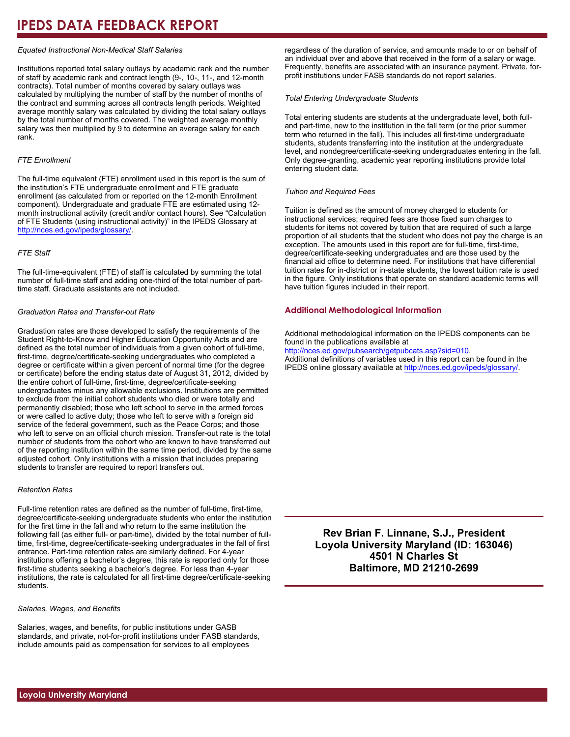*Equated Instructional Non-Medical Staff Salaries*

Institutions reported total salary outlays by academic rank and the number of staff by academic rank and contract length (9-, 10-, 11-, and 12-month contracts). Total number of months covered by salary outlays was calculated by multiplying the number of staff by the number of months of the contract and summing across all contracts length periods. Weighted average monthly salary was calculated by dividing the total salary outlays by the total number of months covered. The weighted average monthly salary was then multiplied by 9 to determine an average salary for each rank.

*FTE Enrollment*

The full-time equivalent (FTE) enrollment used in this report is the sum of the institution's FTE undergraduate enrollment and FTE graduate enrollment (as calculated from or reported on the 12-month Enrollment component). Undergraduate and graduate FTE are estimated using 12-month instructional activity (credit and/or contact hours). See "Calculation of FTE Students (using instructional activity)" in the IPEDS Glossary at http://nces.ed.gov/ipeds/glossary/.

*FTE Staff*

The full-time-equivalent (FTE) of staff is calculated by summing the total number of full-time staff and adding one-third of the total number of part-time staff. Graduate assistants are not included.

*Graduation Rates and Transfer-out Rate*

Graduation rates are those developed to satisfy the requirements of the Student Right-to-Know and Higher Education Opportunity Acts and are defined as the total number of individuals from a given cohort of full-time, first-time, degree/certificate-seeking undergraduates who completed a degree or certificate within a given percent of normal time (for the degree or certificate) before the ending status date of August 31, 2012, divided by the entire cohort of full-time, first-time, degree/certificate-seeking undergraduates minus any allowable exclusions. Institutions are permitted to exclude from the initial cohort students who died or were totally and permanently disabled; those who left school to serve in the armed forces or were called to active duty; those who left to serve with a foreign aid service of the federal government, such as the Peace Corps; and those who left to serve on an official church mission. Transfer-out rate is the total number of students from the cohort who are known to have transferred out of the reporting institution within the same time period, divided by the same adjusted cohort. Only institutions with a mission that includes preparing students to transfer are required to report transfers out.

*Retention Rates*

Full-time retention rates are defined as the number of full-time, first-time, degree/certificate-seeking undergraduate students who enter the institution for the first time in the fall and who return to the same institution the following fall (as either full- or part-time), divided by the total number of full-time, first-time, degree/certificate-seeking undergraduates in the fall of first entrance. Part-time retention rates are similarly defined. For 4-year institutions offering a bachelor's degree, this rate is reported only for those first-time students seeking a bachelor's degree. For less than 4-year institutions, the rate is calculated for all first-time degree/certificate-seeking students.

*Salaries, Wages, and Benefits*

Salaries, wages, and benefits, for public institutions under GASB standards, and private, not-for-profit institutions under FASB standards, include amounts paid as compensation for services to all employees regardless of the duration of service, and amounts made to or on behalf of an individual over and above that received in the form of a salary or wage. Frequently, benefits are associated with an insurance payment. Private, for-profit institutions under FASB standards do not report salaries.

*Total Entering Undergraduate Students*

Total entering students are students at the undergraduate level, both full- and part-time, new to the institution in the fall term (or the prior summer term who returned in the fall). This includes all first-time undergraduate students, students transferring into the institution at the undergraduate level, and nondegree/certificate-seeking undergraduates entering in the fall. Only degree-granting, academic year reporting institutions provide total entering student data.

*Tuition and Required Fees*

Tuition is defined as the amount of money charged to students for instructional services; required fees are those fixed sum charges to students for items not covered by tuition that are required of such a large proportion of all students that the student who does not pay the charge is an exception. The amounts used in this report are for full-time, first-time, degree/certificate-seeking undergraduates and are those used by the financial aid office to determine need. For institutions that have differential tuition rates for in-district or in-state students, the lowest tuition rate is used in the figure. Only institutions that operate on standard academic terms will have tuition figures included in their report.

## Additional Methodological Information

Additional methodological information on the IPEDS components can be found in the publications available at http://nces.ed.gov/pubsearch/getpubcats.asp?sid=010.
Additional definitions of variables used in this report can be found in the IPEDS online glossary available at http://nces.ed.gov/ipeds/glossary/.

**Rev Brian F. Linnane, S.J., President**
**Loyola University Maryland (ID: 163046)**
**4501 N Charles St**
**Baltimore, MD 21210-2699**